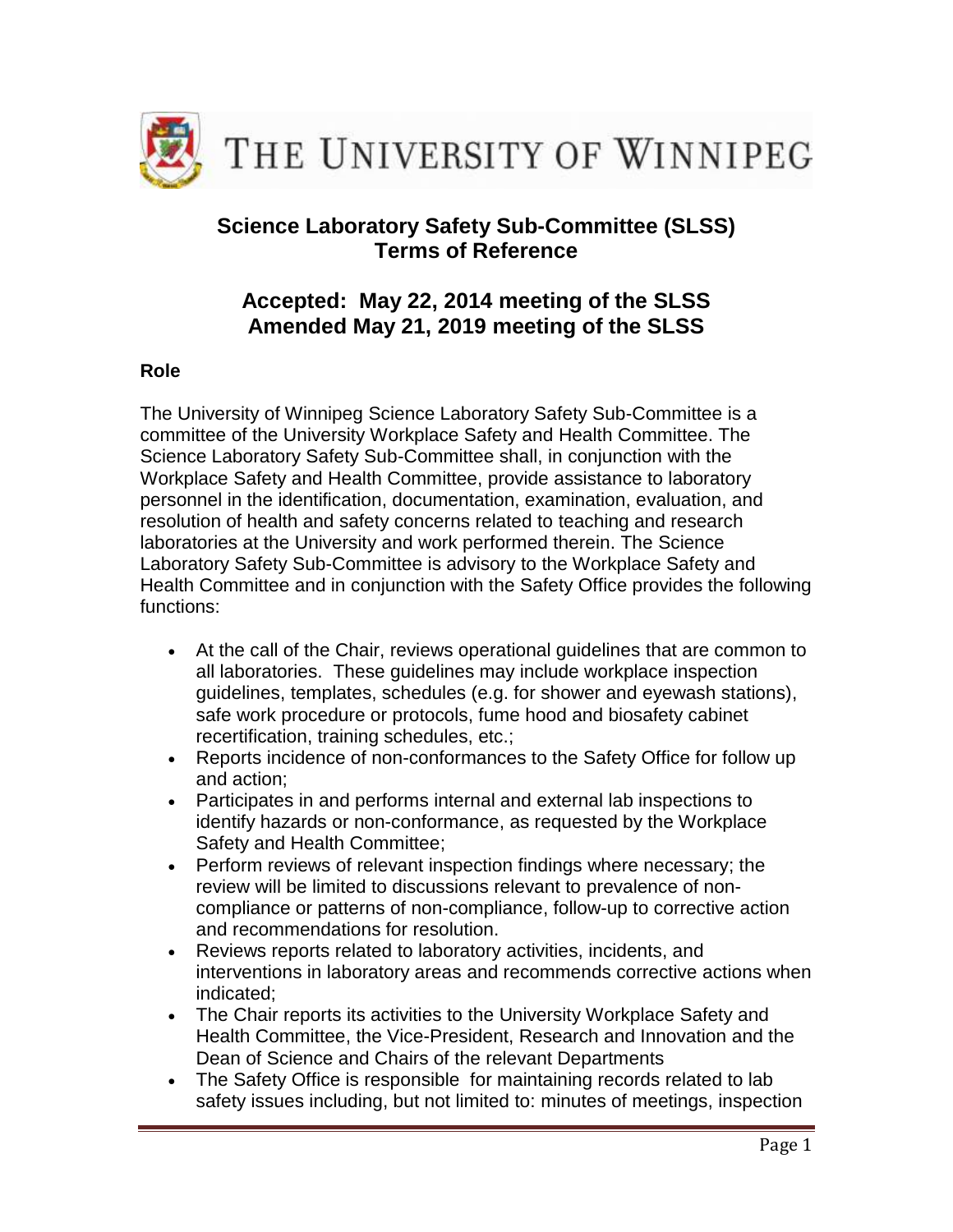THE UNIVERSITY OF WINNIPEG

# Science Laboratory Safety Sub-Committee (SLSS) Terms of Reference

## Accepted: May 22, 2014 meeting of the SLSS
## Amended May 21, 2019 meeting of the SLSS

### Role

The University of Winnipeg Science Laboratory Safety Sub-Committee is a committee of the University Workplace Safety and Health Committee. The Science Laboratory Safety Sub-Committee shall, in conjunction with the Workplace Safety and Health Committee, provide assistance to laboratory personnel in the identification, documentation, examination, evaluation, and resolution of health and safety concerns related to teaching and research laboratories at the University and work performed therein. The Science Laboratory Safety Sub-Committee is advisory to the Workplace Safety and Health Committee and in conjunction with the Safety Office provides the following functions:

- At the call of the Chair, reviews operational guidelines that are common to all laboratories. These guidelines may include workplace inspection guidelines, templates, schedules (e.g. for shower and eyewash stations), safe work procedure or protocols, fume hood and biosafety cabinet recertification, training schedules, etc.;
- Reports incidence of non-conformances to the Safety Office for follow up and action;
- Participates in and performs internal and external lab inspections to identify hazards or non-conformance, as requested by the Workplace Safety and Health Committee;
- Perform reviews of relevant inspection findings where necessary; the review will be limited to discussions relevant to prevalence of non-compliance or patterns of non-compliance, follow-up to corrective action and recommendations for resolution.
- Reviews reports related to laboratory activities, incidents, and interventions in laboratory areas and recommends corrective actions when indicated;
- The Chair reports its activities to the University Workplace Safety and Health Committee, the Vice-President, Research and Innovation and the Dean of Science and Chairs of the relevant Departments
- The Safety Office is responsible for maintaining records related to lab safety issues including, but not limited to: minutes of meetings, inspection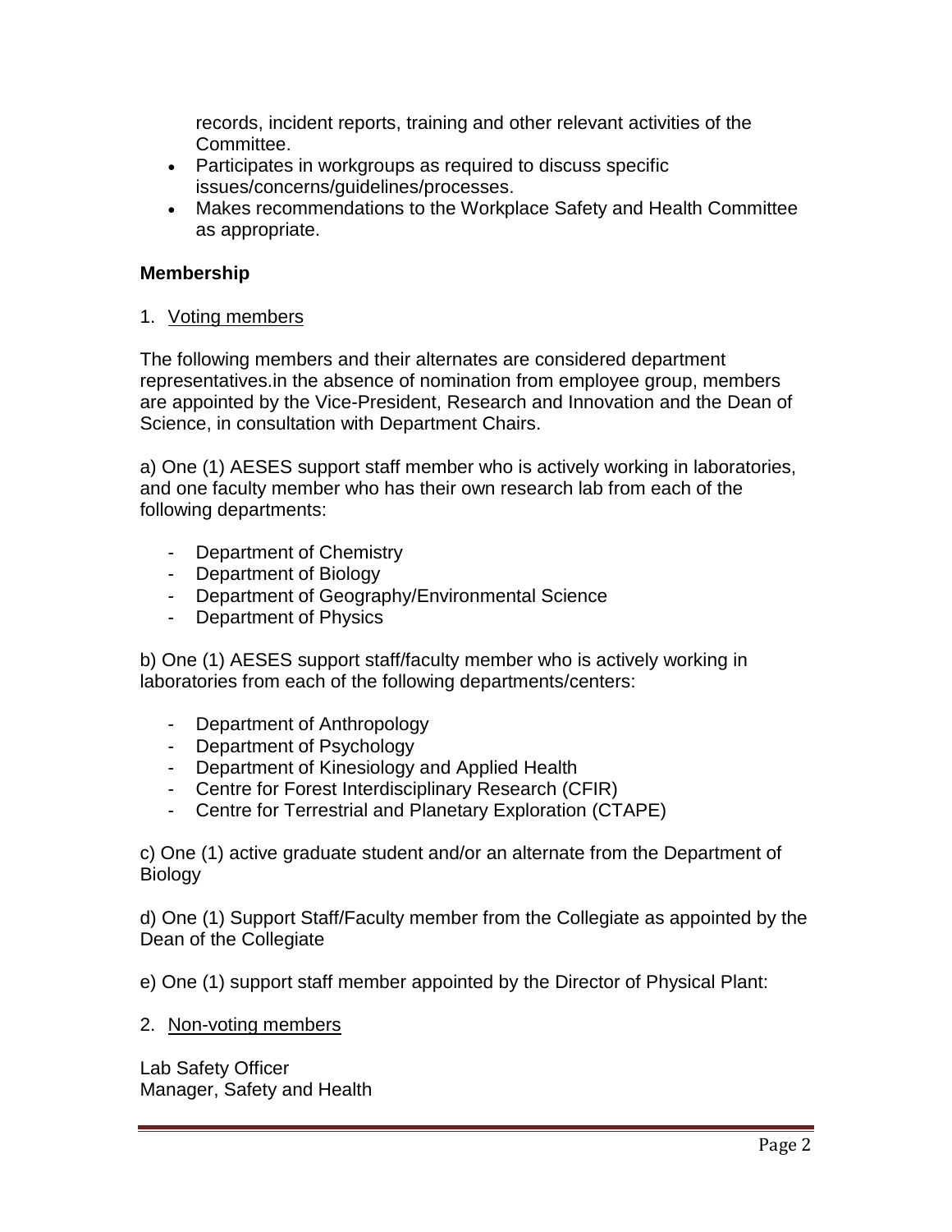records, incident reports, training and other relevant activities of the Committee.
- Participates in workgroups as required to discuss specific issues/concerns/guidelines/processes.
- Makes recommendations to the Workplace Safety and Health Committee as appropriate.

**Membership**

1. Voting members

The following members and their alternates are considered department representatives.in the absence of nomination from employee group, members are appointed by the Vice-President, Research and Innovation and the Dean of Science, in consultation with Department Chairs.

a) One (1) AESES support staff member who is actively working in laboratories, and one faculty member who has their own research lab from each of the following departments:

- Department of Chemistry
- Department of Biology
- Department of Geography/Environmental Science
- Department of Physics

b) One (1) AESES support staff/faculty member who is actively working in laboratories from each of the following departments/centers:

- Department of Anthropology
- Department of Psychology
- Department of Kinesiology and Applied Health
- Centre for Forest Interdisciplinary Research (CFIR)
- Centre for Terrestrial and Planetary Exploration (CTAPE)

c) One (1) active graduate student and/or an alternate from the Department of Biology

d) One (1) Support Staff/Faculty member from the Collegiate as appointed by the Dean of the Collegiate

e) One (1) support staff member appointed by the Director of Physical Plant:

2. Non-voting members

Lab Safety Officer
Manager, Safety and Health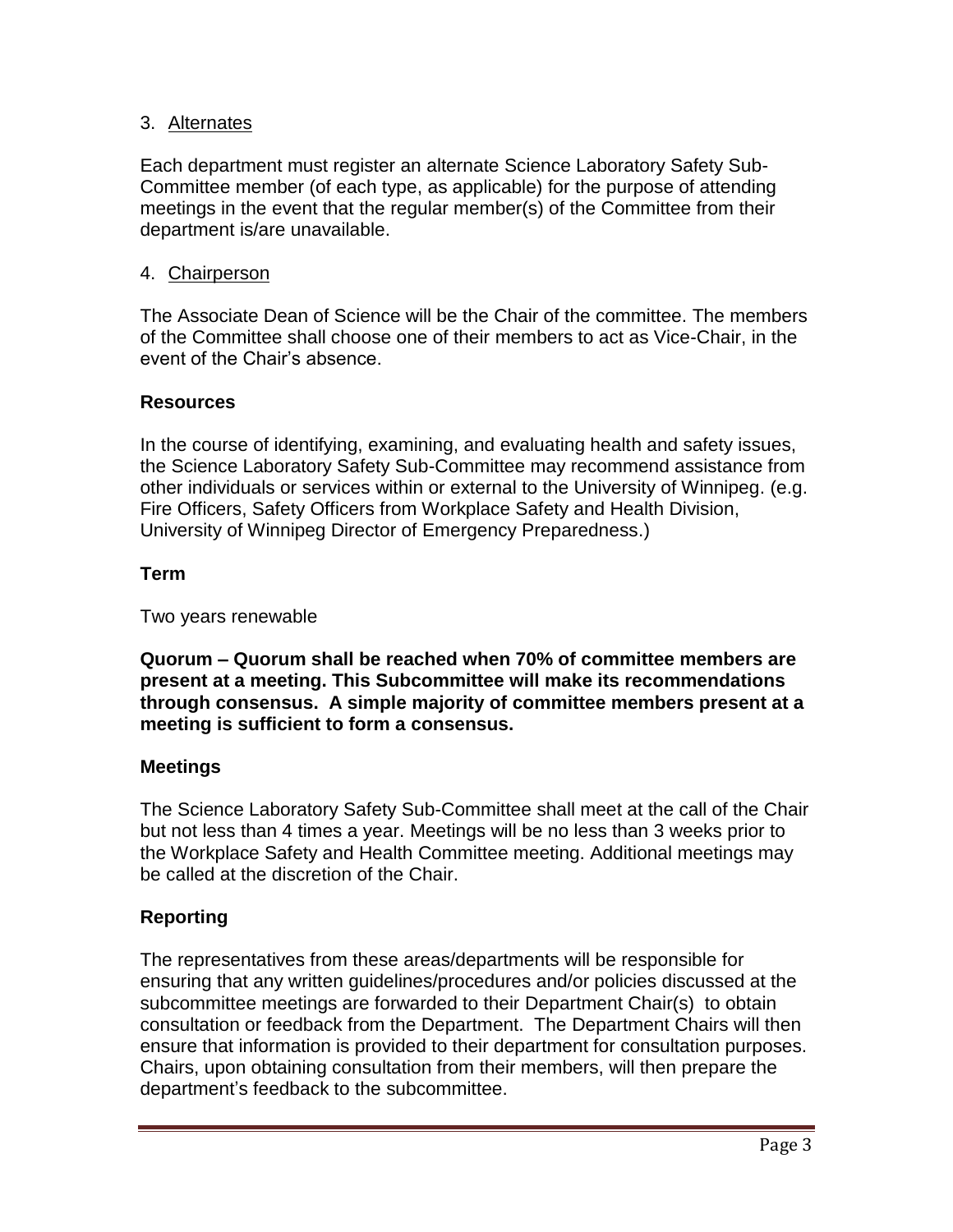3. Alternates

Each department must register an alternate Science Laboratory Safety Sub-Committee member (of each type, as applicable) for the purpose of attending meetings in the event that the regular member(s) of the Committee from their department is/are unavailable.

4. Chairperson

The Associate Dean of Science will be the Chair of the committee. The members of the Committee shall choose one of their members to act as Vice-Chair, in the event of the Chair's absence.

**Resources**

In the course of identifying, examining, and evaluating health and safety issues, the Science Laboratory Safety Sub-Committee may recommend assistance from other individuals or services within or external to the University of Winnipeg. (e.g. Fire Officers, Safety Officers from Workplace Safety and Health Division, University of Winnipeg Director of Emergency Preparedness.)

**Term**

Two years renewable

**Quorum – Quorum shall be reached when 70% of committee members are present at a meeting. This Subcommittee will make its recommendations through consensus. A simple majority of committee members present at a meeting is sufficient to form a consensus.**

**Meetings**

The Science Laboratory Safety Sub-Committee shall meet at the call of the Chair but not less than 4 times a year. Meetings will be no less than 3 weeks prior to the Workplace Safety and Health Committee meeting. Additional meetings may be called at the discretion of the Chair.

**Reporting**

The representatives from these areas/departments will be responsible for ensuring that any written guidelines/procedures and/or policies discussed at the subcommittee meetings are forwarded to their Department Chair(s) to obtain consultation or feedback from the Department. The Department Chairs will then ensure that information is provided to their department for consultation purposes. Chairs, upon obtaining consultation from their members, will then prepare the department's feedback to the subcommittee.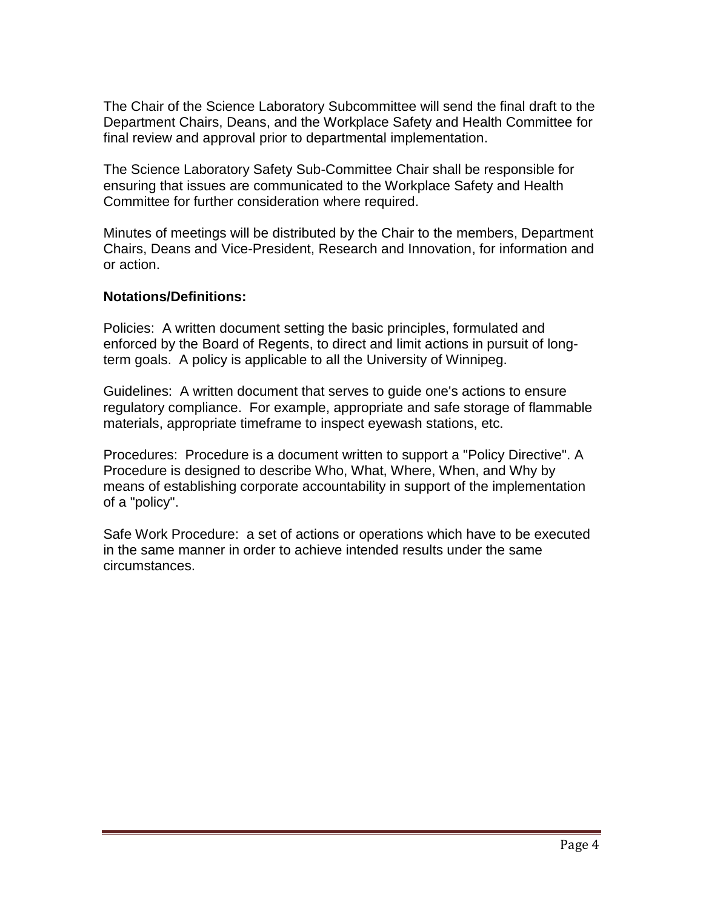The Chair of the Science Laboratory Subcommittee will send the final draft to the Department Chairs, Deans, and the Workplace Safety and Health Committee for final review and approval prior to departmental implementation.

The Science Laboratory Safety Sub-Committee Chair shall be responsible for ensuring that issues are communicated to the Workplace Safety and Health Committee for further consideration where required.

Minutes of meetings will be distributed by the Chair to the members, Department Chairs, Deans and Vice-President, Research and Innovation, for information and or action.

**Notations/Definitions:**

Policies: A written document setting the basic principles, formulated and enforced by the Board of Regents, to direct and limit actions in pursuit of long-term goals. A policy is applicable to all the University of Winnipeg.

Guidelines: A written document that serves to guide one's actions to ensure regulatory compliance. For example, appropriate and safe storage of flammable materials, appropriate timeframe to inspect eyewash stations, etc.

Procedures: Procedure is a document written to support a "Policy Directive". A Procedure is designed to describe Who, What, Where, When, and Why by means of establishing corporate accountability in support of the implementation of a "policy".

Safe Work Procedure: a set of actions or operations which have to be executed in the same manner in order to achieve intended results under the same circumstances.